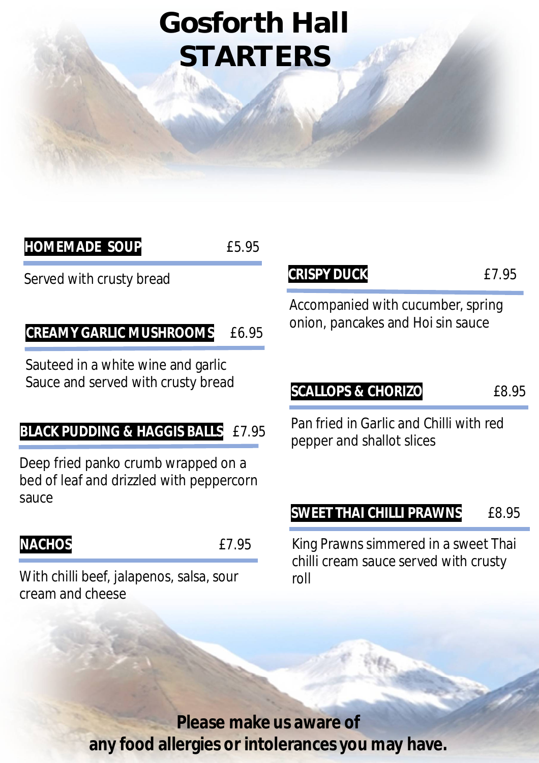# Gosforth Hall

# STARTERS

**HOMEMADE SOUP** £5.95

Served with crusty bread

**CREAMY GARLIC MUSHROOMS** £6.95

Sauteed in a white wine and garlic Sauce and served with crusty bread

**BLACK PUDDING & HAGGIS BALLS** £7.95

Deep fried panko crumb wrapped on a bed of leaf and drizzled with peppercorn sauce

**NACHOS** £7.95

With chilli beef, jalapenos, salsa, sour cream and cheese

**CRISPY DUCK** £7.95

Accompanied with cucumber, spring onion, pancakes and Hoi sin sauce

**SCALLOPS & CHORIZO** £8.95

Pan fried in Garlic and Chilli with red pepper and shallot slices

**SWEET THAI CHILLI PRAWNS** £8.95

King Prawns simmered in a sweet Thai chilli cream sauce served with crusty roll

**Please make us aware of any food allergies or intolerances you may have.**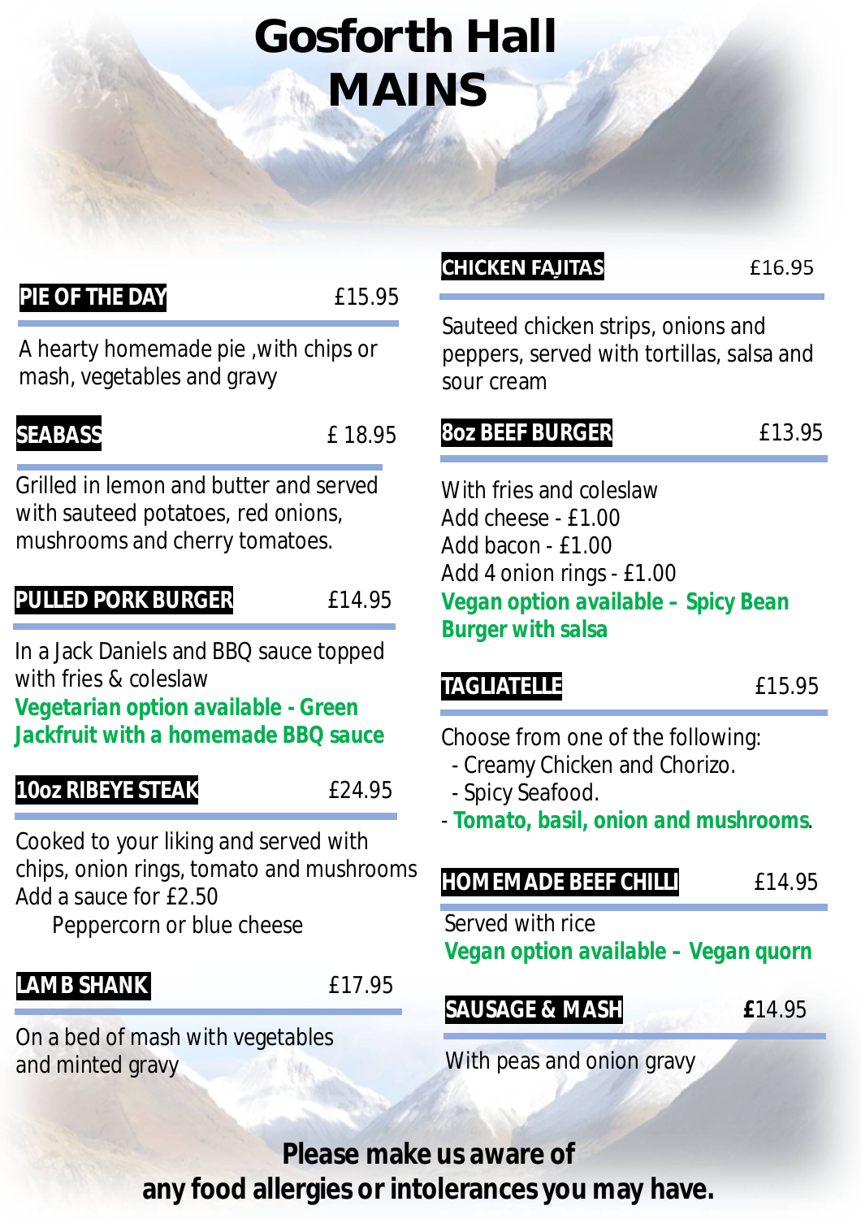# Gosforth Hall
# MAINS

**PIE OF THE DAY** £15.95

A hearty homemade pie ,with chips or mash, vegetables and gravy

**SEABASS** £ 18.95

Grilled in lemon and butter and served with sauteed potatoes, red onions, mushrooms and cherry tomatoes.

**PULLED PORK BURGER** £14.95

In a Jack Daniels and BBQ sauce topped with fries & coleslaw

**Vegetarian option available - Green Jackfruit with a homemade BBQ sauce**

**10oz RIBEYE STEAK** £24.95

Cooked to your liking and served with chips, onion rings, tomato and mushrooms

Add a sauce for £2.50

Peppercorn or blue cheese

**LAMB SHANK** £17.95

On a bed of mash with vegetables and minted gravy

**CHICKEN FAJITAS** £16.95

Sauteed chicken strips, onions and peppers, served with tortillas, salsa and sour cream

**8oz BEEF BURGER** £13.95

With fries and coleslaw

Add cheese - £1.00

Add bacon - £1.00

Add 4 onion rings - £1.00

**Vegan option available – Spicy Bean Burger with salsa**

**TAGLIATELLE** £15.95

Choose from one of the following:

- Creamy Chicken and Chorizo.
- Spicy Seafood.
- **Tomato, basil, onion and mushrooms**.

**HOMEMADE BEEF CHILLI** £14.95

Served with rice

**Vegan option available – Vegan quorn**

**SAUSAGE & MASH** £14.95

With peas and onion gravy

**Please make us aware of any food allergies or intolerances you may have.**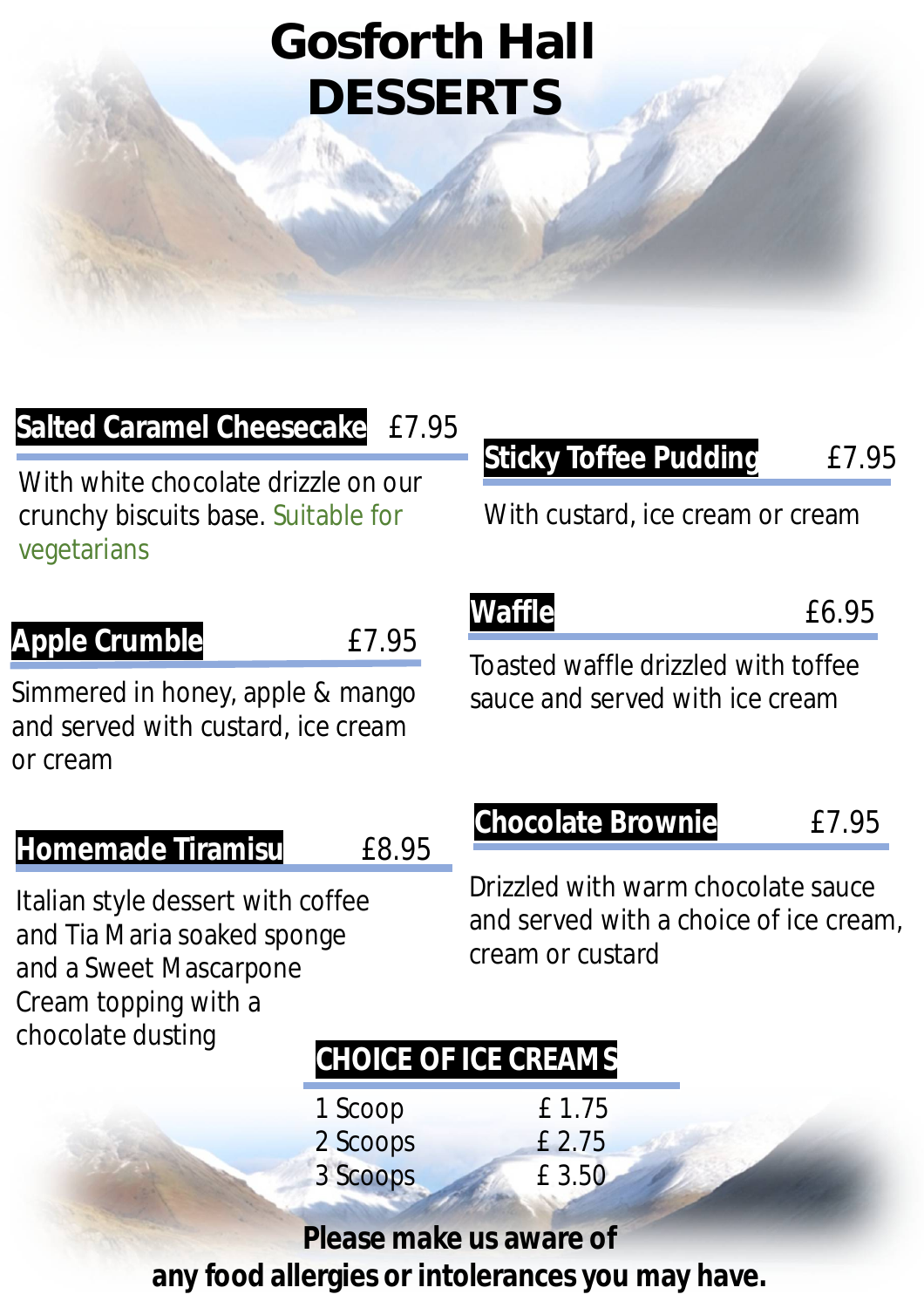# Gosforth Hall DESSERTS

## Salted Caramel Cheesecake £7.95

With white chocolate drizzle on our crunchy biscuits base. Suitable for vegetarians

## Apple Crumble £7.95

Simmered in honey, apple & mango and served with custard, ice cream or cream

## Homemade Tiramisu £8.95

Italian style dessert with coffee and Tia Maria soaked sponge and a Sweet Mascarpone Cream topping with a chocolate dusting

## Sticky Toffee Pudding £7.95

With custard, ice cream or cream

## Waffle £6.95

Toasted waffle drizzled with toffee sauce and served with ice cream

## Chocolate Brownie £7.95

Drizzled with warm chocolate sauce and served with a choice of ice cream, cream or custard

## CHOICE OF ICE CREAMS

| | |
|---|---|
| 1 Scoop | £ 1.75 |
| 2 Scoops | £ 2.75 |
| 3 Scoops | £ 3.50 |

**Please make us aware of any food allergies or intolerances you may have.**